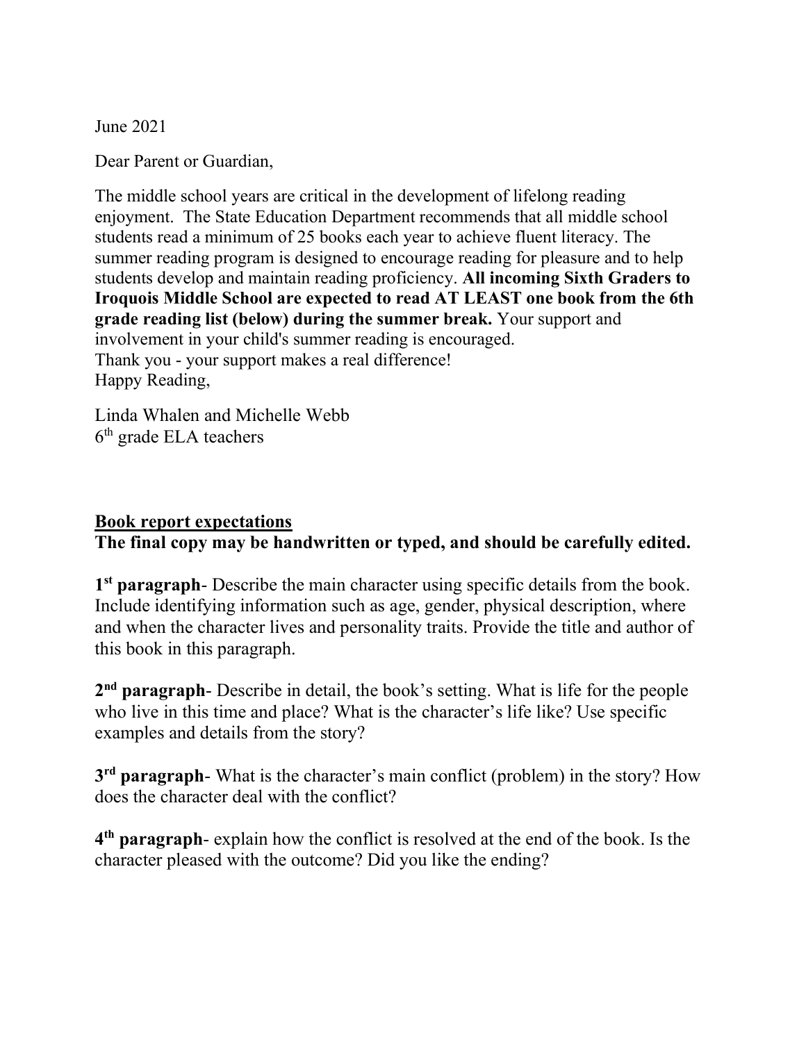June 2021

Dear Parent or Guardian,

The middle school years are critical in the development of lifelong reading enjoyment. The State Education Department recommends that all middle school students read a minimum of 25 books each year to achieve fluent literacy. The summer reading program is designed to encourage reading for pleasure and to help students develop and maintain reading proficiency. **All incoming Sixth Graders to Iroquois Middle School are expected to read AT LEAST one book from the 6th grade reading list (below) during the summer break.** Your support and involvement in your child's summer reading is encouraged.
Thank you - your support makes a real difference!
Happy Reading,

Linda Whalen and Michelle Webb
6th grade ELA teachers

## <u>Book report expectations</u>

**The final copy may be handwritten or typed, and should be carefully edited.**

**1st paragraph**- Describe the main character using specific details from the book. Include identifying information such as age, gender, physical description, where and when the character lives and personality traits. Provide the title and author of this book in this paragraph.

**2nd paragraph**- Describe in detail, the book's setting. What is life for the people who live in this time and place? What is the character's life like? Use specific examples and details from the story?

**3rd paragraph**- What is the character's main conflict (problem) in the story? How does the character deal with the conflict?

**4th paragraph**- explain how the conflict is resolved at the end of the book. Is the character pleased with the outcome? Did you like the ending?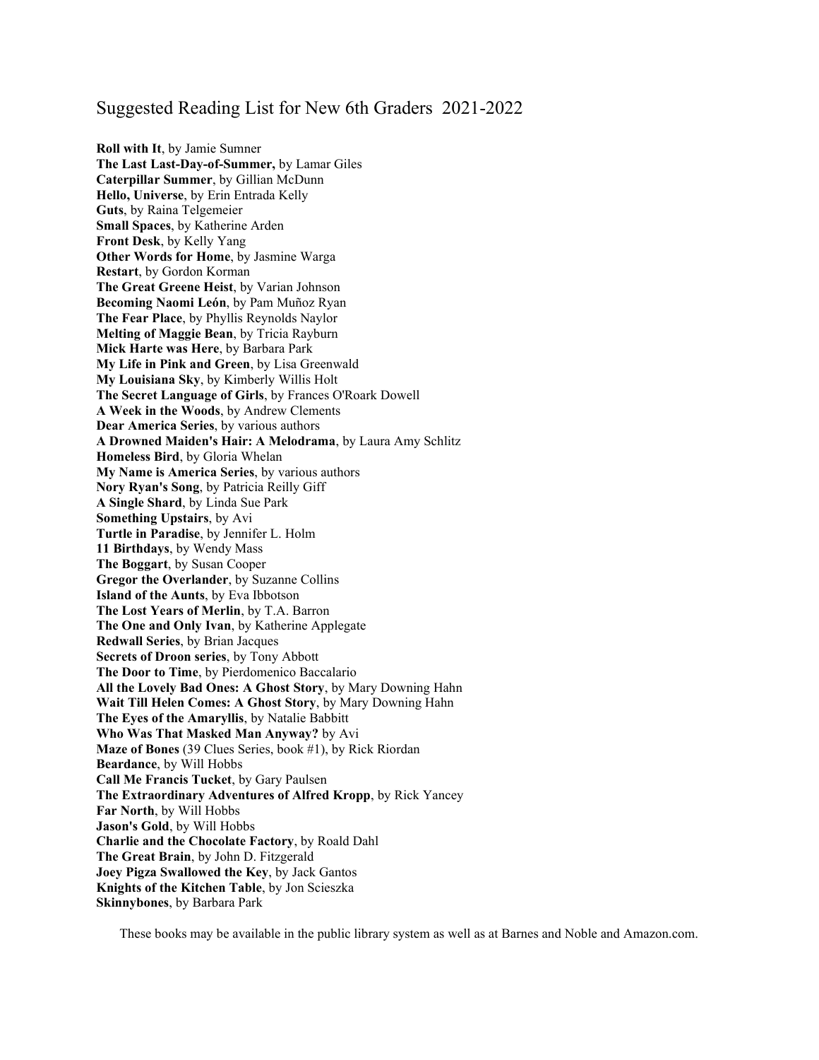# Suggested Reading List for New 6th Graders 2021-2022

**Roll with It**, by Jamie Sumner  
**The Last Last-Day-of-Summer,** by Lamar Giles  
**Caterpillar Summer**, by Gillian McDunn  
**Hello, Universe**, by Erin Entrada Kelly  
**Guts**, by Raina Telgemeier  
**Small Spaces**, by Katherine Arden  
**Front Desk**, by Kelly Yang  
**Other Words for Home**, by Jasmine Warga  
**Restart**, by Gordon Korman  
**The Great Greene Heist**, by Varian Johnson  
**Becoming Naomi León**, by Pam Muñoz Ryan  
**The Fear Place**, by Phyllis Reynolds Naylor  
**Melting of Maggie Bean**, by Tricia Rayburn  
**Mick Harte was Here**, by Barbara Park  
**My Life in Pink and Green**, by Lisa Greenwald  
**My Louisiana Sky**, by Kimberly Willis Holt  
**The Secret Language of Girls**, by Frances O'Roark Dowell  
**A Week in the Woods**, by Andrew Clements  
**Dear America Series**, by various authors  
**A Drowned Maiden's Hair: A Melodrama**, by Laura Amy Schlitz  
**Homeless Bird**, by Gloria Whelan  
**My Name is America Series**, by various authors  
**Nory Ryan's Song**, by Patricia Reilly Giff  
**A Single Shard**, by Linda Sue Park  
**Something Upstairs**, by Avi  
**Turtle in Paradise**, by Jennifer L. Holm  
**11 Birthdays**, by Wendy Mass  
**The Boggart**, by Susan Cooper  
**Gregor the Overlander**, by Suzanne Collins  
**Island of the Aunts**, by Eva Ibbotson  
**The Lost Years of Merlin**, by T.A. Barron  
**The One and Only Ivan**, by Katherine Applegate  
**Redwall Series**, by Brian Jacques  
**Secrets of Droon series**, by Tony Abbott  
**The Door to Time**, by Pierdomenico Baccalario  
**All the Lovely Bad Ones: A Ghost Story**, by Mary Downing Hahn  
**Wait Till Helen Comes: A Ghost Story**, by Mary Downing Hahn  
**The Eyes of the Amaryllis**, by Natalie Babbitt  
**Who Was That Masked Man Anyway?** by Avi  
**Maze of Bones** (39 Clues Series, book #1), by Rick Riordan  
**Beardance**, by Will Hobbs  
**Call Me Francis Tucket**, by Gary Paulsen  
**The Extraordinary Adventures of Alfred Kropp**, by Rick Yancey  
**Far North**, by Will Hobbs  
**Jason's Gold**, by Will Hobbs  
**Charlie and the Chocolate Factory**, by Roald Dahl  
**The Great Brain**, by John D. Fitzgerald  
**Joey Pigza Swallowed the Key**, by Jack Gantos  
**Knights of the Kitchen Table**, by Jon Scieszka  
**Skinnybones**, by Barbara Park

These books may be available in the public library system as well as at Barnes and Noble and Amazon.com.